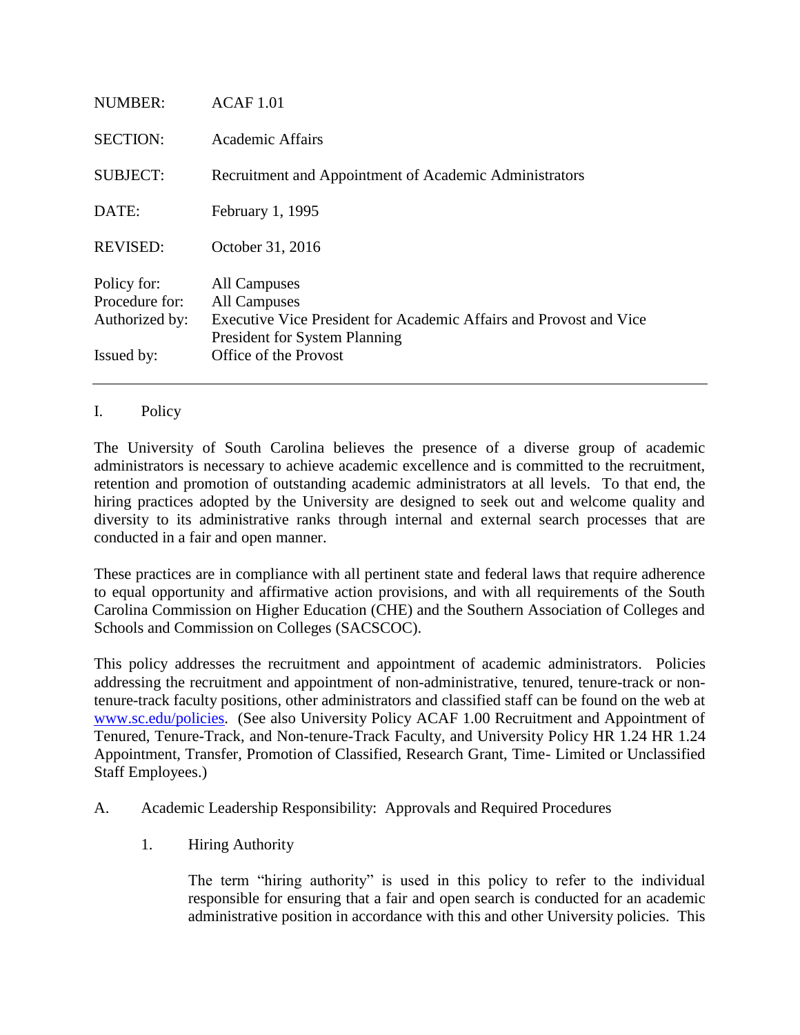| | |
|---|---|
| NUMBER: | ACAF 1.01 |
| SECTION: | Academic Affairs |
| SUBJECT: | Recruitment and Appointment of Academic Administrators |
| DATE: | February 1, 1995 |
| REVISED: | October 31, 2016 |
| Policy for: | All Campuses |
| Procedure for: | All Campuses |
| Authorized by: | Executive Vice President for Academic Affairs and Provost and Vice President for System Planning |
| Issued by: | Office of the Provost |

---

## I. Policy

The University of South Carolina believes the presence of a diverse group of academic administrators is necessary to achieve academic excellence and is committed to the recruitment, retention and promotion of outstanding academic administrators at all levels. To that end, the hiring practices adopted by the University are designed to seek out and welcome quality and diversity to its administrative ranks through internal and external search processes that are conducted in a fair and open manner.

These practices are in compliance with all pertinent state and federal laws that require adherence to equal opportunity and affirmative action provisions, and with all requirements of the South Carolina Commission on Higher Education (CHE) and the Southern Association of Colleges and Schools and Commission on Colleges (SACSCOC).

This policy addresses the recruitment and appointment of academic administrators. Policies addressing the recruitment and appointment of non-administrative, tenured, tenure-track or non-tenure-track faculty positions, other administrators and classified staff can be found on the web at [www.sc.edu/policies](www.sc.edu/policies). (See also University Policy ACAF 1.00 Recruitment and Appointment of Tenured, Tenure-Track, and Non-tenure-Track Faculty, and University Policy HR 1.24 HR 1.24 Appointment, Transfer, Promotion of Classified, Research Grant, Time- Limited or Unclassified Staff Employees.)

### A. Academic Leadership Responsibility: Approvals and Required Procedures

#### 1. Hiring Authority

The term "hiring authority" is used in this policy to refer to the individual responsible for ensuring that a fair and open search is conducted for an academic administrative position in accordance with this and other University policies. This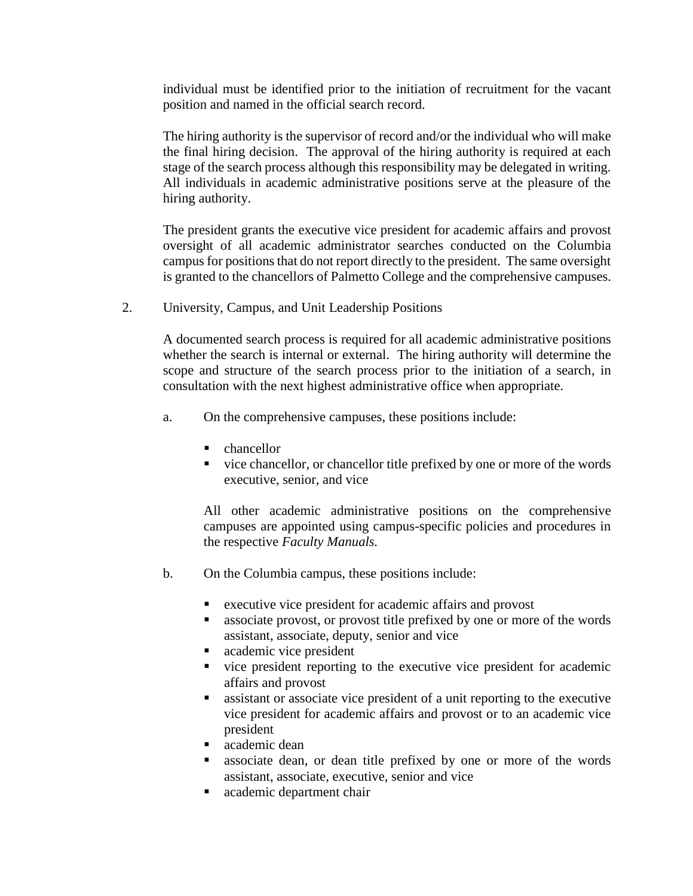individual must be identified prior to the initiation of recruitment for the vacant position and named in the official search record.

The hiring authority is the supervisor of record and/or the individual who will make the final hiring decision. The approval of the hiring authority is required at each stage of the search process although this responsibility may be delegated in writing. All individuals in academic administrative positions serve at the pleasure of the hiring authority.

The president grants the executive vice president for academic affairs and provost oversight of all academic administrator searches conducted on the Columbia campus for positions that do not report directly to the president. The same oversight is granted to the chancellors of Palmetto College and the comprehensive campuses.

2. University, Campus, and Unit Leadership Positions

A documented search process is required for all academic administrative positions whether the search is internal or external. The hiring authority will determine the scope and structure of the search process prior to the initiation of a search, in consultation with the next highest administrative office when appropriate.

a. On the comprehensive campuses, these positions include:

- chancellor
- vice chancellor, or chancellor title prefixed by one or more of the words executive, senior, and vice

All other academic administrative positions on the comprehensive campuses are appointed using campus-specific policies and procedures in the respective *Faculty Manuals.*

b. On the Columbia campus, these positions include:

- executive vice president for academic affairs and provost
- associate provost, or provost title prefixed by one or more of the words assistant, associate, deputy, senior and vice
- academic vice president
- vice president reporting to the executive vice president for academic affairs and provost
- assistant or associate vice president of a unit reporting to the executive vice president for academic affairs and provost or to an academic vice president
- academic dean
- associate dean, or dean title prefixed by one or more of the words assistant, associate, executive, senior and vice
- academic department chair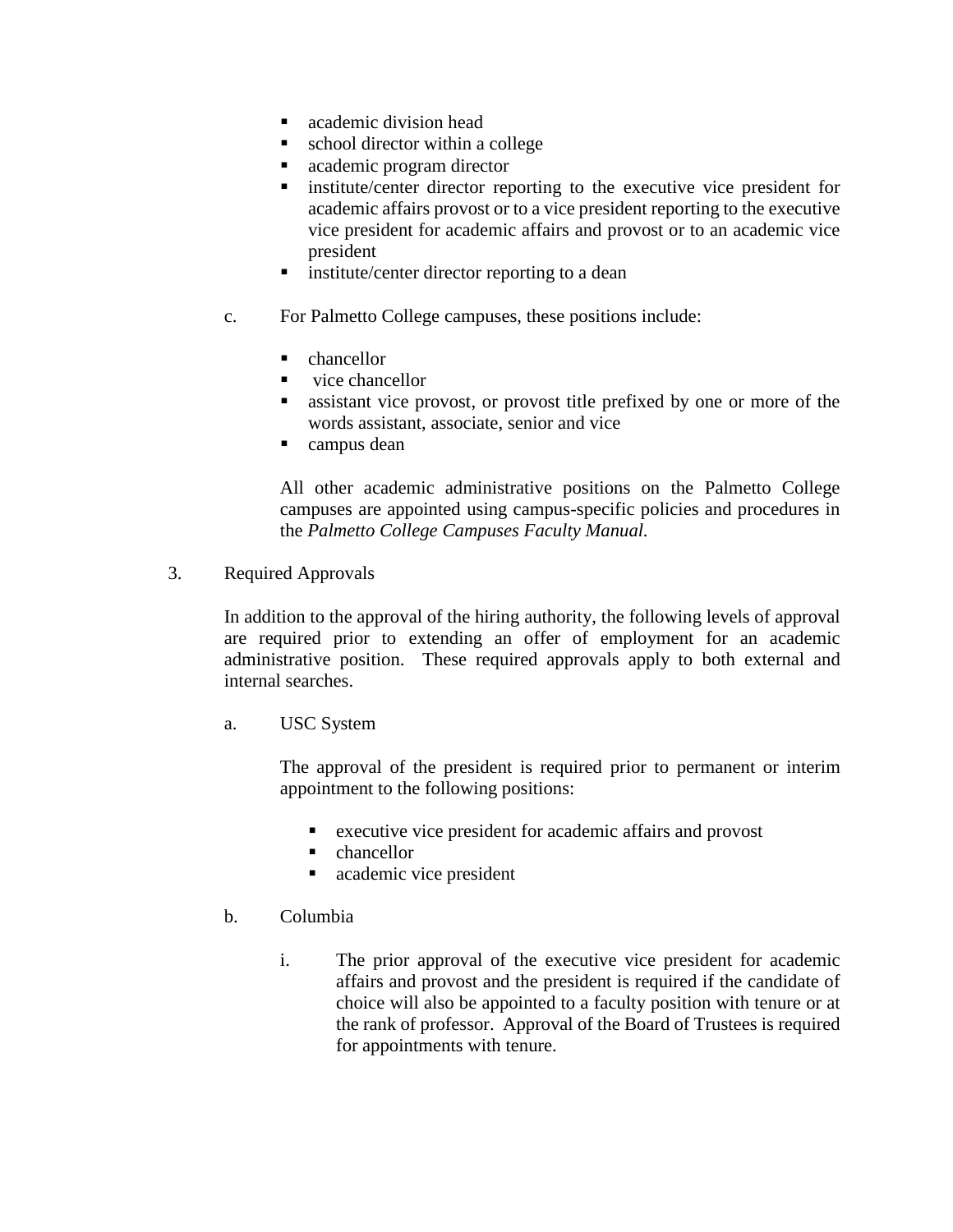- academic division head
- school director within a college
- academic program director
- institute/center director reporting to the executive vice president for academic affairs provost or to a vice president reporting to the executive vice president for academic affairs and provost or to an academic vice president
- institute/center director reporting to a dean

c. For Palmetto College campuses, these positions include:

- chancellor
- vice chancellor
- assistant vice provost, or provost title prefixed by one or more of the words assistant, associate, senior and vice
- campus dean

All other academic administrative positions on the Palmetto College campuses are appointed using campus-specific policies and procedures in the *Palmetto College Campuses Faculty Manual.*

3. Required Approvals

In addition to the approval of the hiring authority, the following levels of approval are required prior to extending an offer of employment for an academic administrative position. These required approvals apply to both external and internal searches.

a. USC System

The approval of the president is required prior to permanent or interim appointment to the following positions:

- executive vice president for academic affairs and provost
- chancellor
- academic vice president

b. Columbia

i. The prior approval of the executive vice president for academic affairs and provost and the president is required if the candidate of choice will also be appointed to a faculty position with tenure or at the rank of professor. Approval of the Board of Trustees is required for appointments with tenure.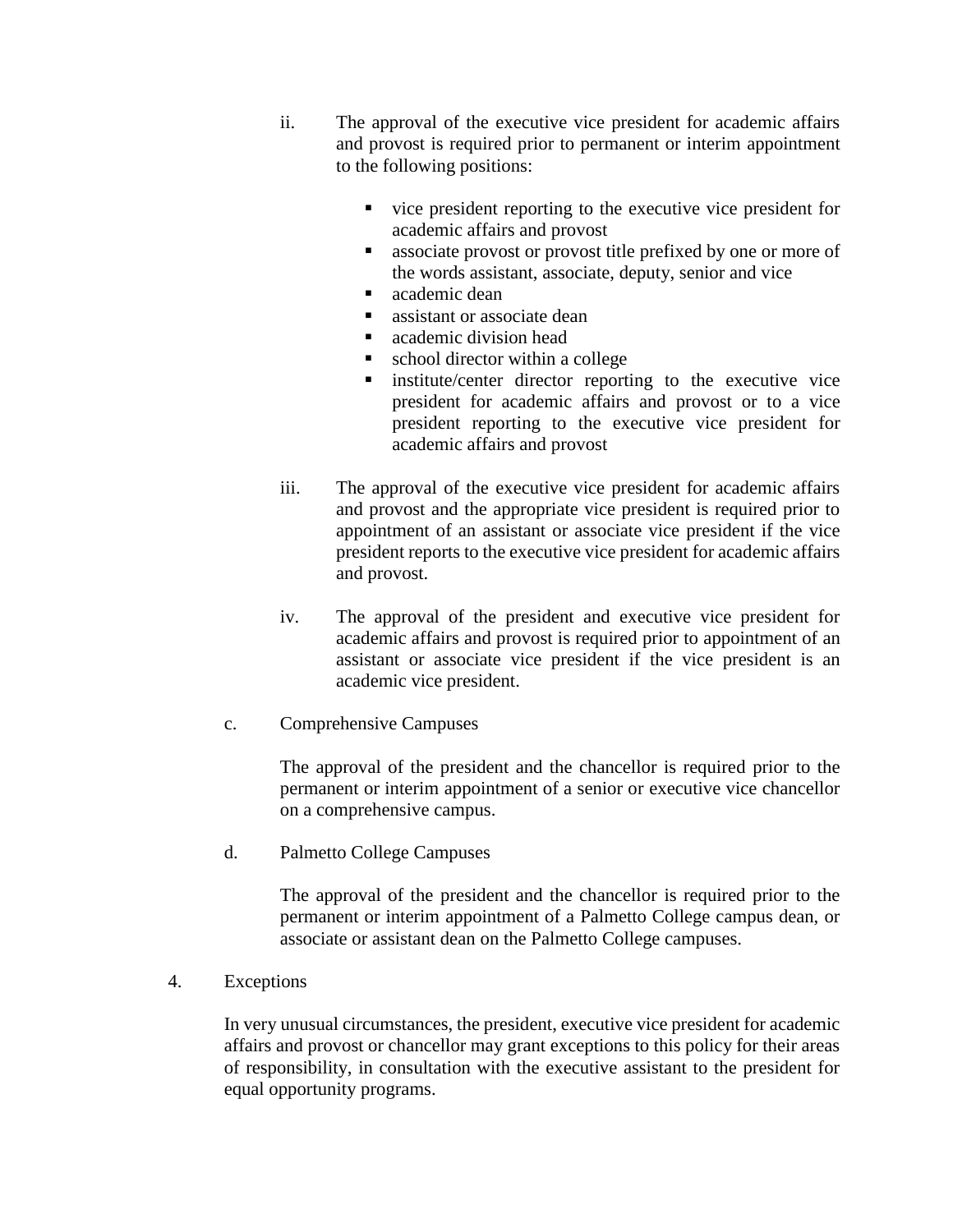ii. The approval of the executive vice president for academic affairs and provost is required prior to permanent or interim appointment to the following positions:

- vice president reporting to the executive vice president for academic affairs and provost
- associate provost or provost title prefixed by one or more of the words assistant, associate, deputy, senior and vice
- academic dean
- assistant or associate dean
- academic division head
- school director within a college
- institute/center director reporting to the executive vice president for academic affairs and provost or to a vice president reporting to the executive vice president for academic affairs and provost

iii. The approval of the executive vice president for academic affairs and provost and the appropriate vice president is required prior to appointment of an assistant or associate vice president if the vice president reports to the executive vice president for academic affairs and provost.

iv. The approval of the president and executive vice president for academic affairs and provost is required prior to appointment of an assistant or associate vice president if the vice president is an academic vice president.

c. Comprehensive Campuses

The approval of the president and the chancellor is required prior to the permanent or interim appointment of a senior or executive vice chancellor on a comprehensive campus.

d. Palmetto College Campuses

The approval of the president and the chancellor is required prior to the permanent or interim appointment of a Palmetto College campus dean, or associate or assistant dean on the Palmetto College campuses.

4. Exceptions

In very unusual circumstances, the president, executive vice president for academic affairs and provost or chancellor may grant exceptions to this policy for their areas of responsibility, in consultation with the executive assistant to the president for equal opportunity programs.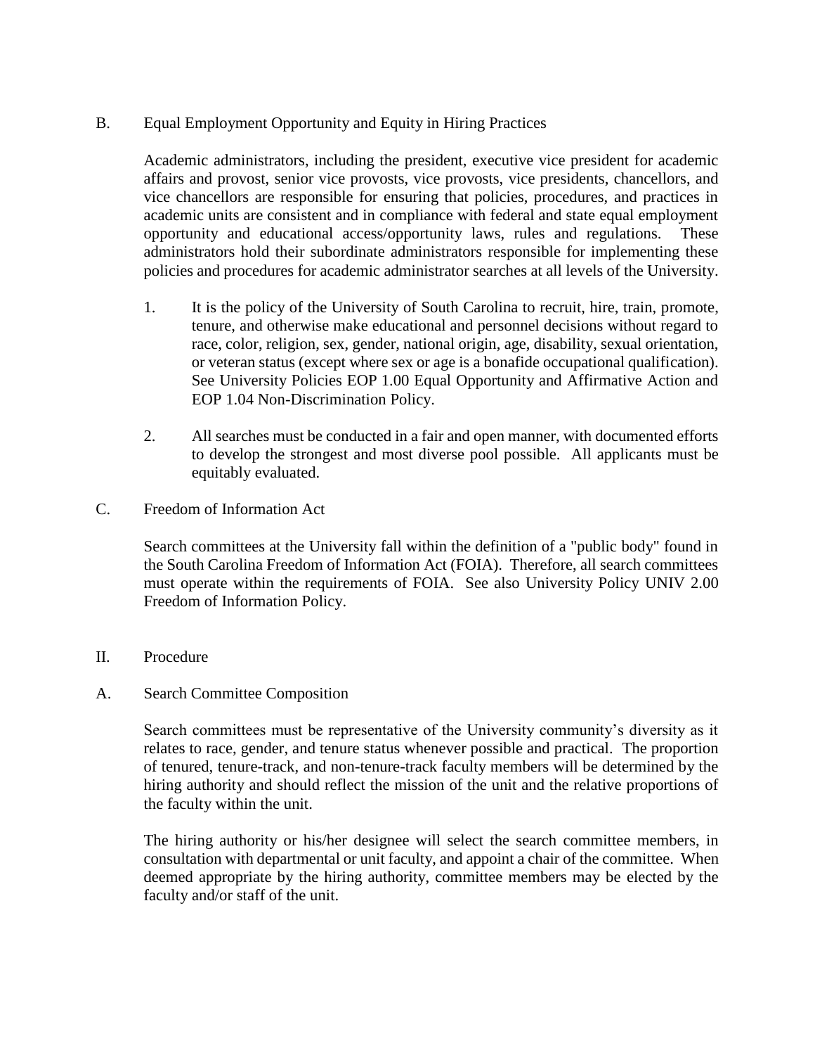## B. Equal Employment Opportunity and Equity in Hiring Practices

Academic administrators, including the president, executive vice president for academic affairs and provost, senior vice provosts, vice provosts, vice presidents, chancellors, and vice chancellors are responsible for ensuring that policies, procedures, and practices in academic units are consistent and in compliance with federal and state equal employment opportunity and educational access/opportunity laws, rules and regulations. These administrators hold their subordinate administrators responsible for implementing these policies and procedures for academic administrator searches at all levels of the University.

1. It is the policy of the University of South Carolina to recruit, hire, train, promote, tenure, and otherwise make educational and personnel decisions without regard to race, color, religion, sex, gender, national origin, age, disability, sexual orientation, or veteran status (except where sex or age is a bonafide occupational qualification). See University Policies EOP 1.00 Equal Opportunity and Affirmative Action and EOP 1.04 Non-Discrimination Policy.

2. All searches must be conducted in a fair and open manner, with documented efforts to develop the strongest and most diverse pool possible. All applicants must be equitably evaluated.

## C. Freedom of Information Act

Search committees at the University fall within the definition of a "public body" found in the South Carolina Freedom of Information Act (FOIA). Therefore, all search committees must operate within the requirements of FOIA. See also University Policy UNIV 2.00 Freedom of Information Policy.

# II. Procedure

## A. Search Committee Composition

Search committees must be representative of the University community's diversity as it relates to race, gender, and tenure status whenever possible and practical. The proportion of tenured, tenure-track, and non-tenure-track faculty members will be determined by the hiring authority and should reflect the mission of the unit and the relative proportions of the faculty within the unit.

The hiring authority or his/her designee will select the search committee members, in consultation with departmental or unit faculty, and appoint a chair of the committee. When deemed appropriate by the hiring authority, committee members may be elected by the faculty and/or staff of the unit.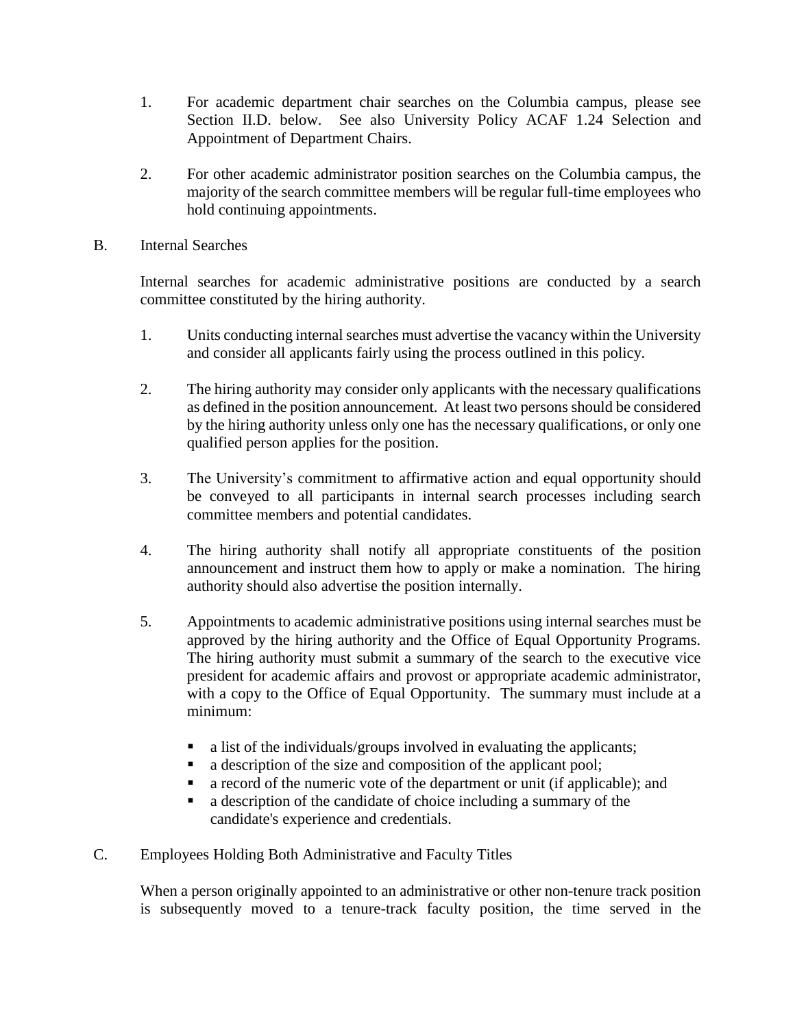1. For academic department chair searches on the Columbia campus, please see Section II.D. below. See also University Policy ACAF 1.24 Selection and Appointment of Department Chairs.

2. For other academic administrator position searches on the Columbia campus, the majority of the search committee members will be regular full-time employees who hold continuing appointments.

B. Internal Searches

Internal searches for academic administrative positions are conducted by a search committee constituted by the hiring authority.

1. Units conducting internal searches must advertise the vacancy within the University and consider all applicants fairly using the process outlined in this policy.

2. The hiring authority may consider only applicants with the necessary qualifications as defined in the position announcement. At least two persons should be considered by the hiring authority unless only one has the necessary qualifications, or only one qualified person applies for the position.

3. The University's commitment to affirmative action and equal opportunity should be conveyed to all participants in internal search processes including search committee members and potential candidates.

4. The hiring authority shall notify all appropriate constituents of the position announcement and instruct them how to apply or make a nomination. The hiring authority should also advertise the position internally.

5. Appointments to academic administrative positions using internal searches must be approved by the hiring authority and the Office of Equal Opportunity Programs. The hiring authority must submit a summary of the search to the executive vice president for academic affairs and provost or appropriate academic administrator, with a copy to the Office of Equal Opportunity. The summary must include at a minimum:

   - a list of the individuals/groups involved in evaluating the applicants;
   - a description of the size and composition of the applicant pool;
   - a record of the numeric vote of the department or unit (if applicable); and
   - a description of the candidate of choice including a summary of the candidate's experience and credentials.

C. Employees Holding Both Administrative and Faculty Titles

When a person originally appointed to an administrative or other non-tenure track position is subsequently moved to a tenure-track faculty position, the time served in the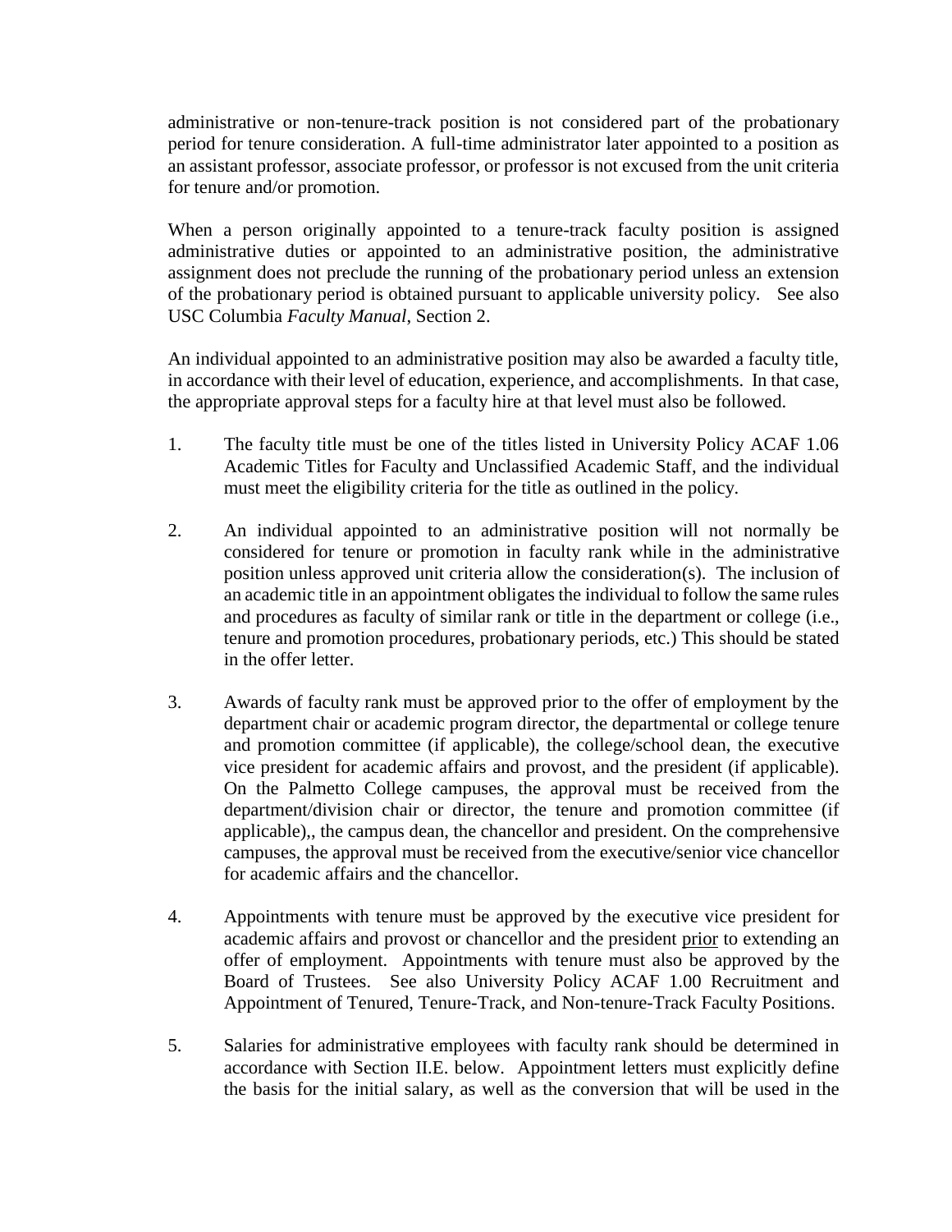administrative or non-tenure-track position is not considered part of the probationary period for tenure consideration. A full-time administrator later appointed to a position as an assistant professor, associate professor, or professor is not excused from the unit criteria for tenure and/or promotion.

When a person originally appointed to a tenure-track faculty position is assigned administrative duties or appointed to an administrative position, the administrative assignment does not preclude the running of the probationary period unless an extension of the probationary period is obtained pursuant to applicable university policy. See also USC Columbia *Faculty Manual*, Section 2.

An individual appointed to an administrative position may also be awarded a faculty title, in accordance with their level of education, experience, and accomplishments. In that case, the appropriate approval steps for a faculty hire at that level must also be followed.

1. The faculty title must be one of the titles listed in University Policy ACAF 1.06 Academic Titles for Faculty and Unclassified Academic Staff, and the individual must meet the eligibility criteria for the title as outlined in the policy.

2. An individual appointed to an administrative position will not normally be considered for tenure or promotion in faculty rank while in the administrative position unless approved unit criteria allow the consideration(s). The inclusion of an academic title in an appointment obligates the individual to follow the same rules and procedures as faculty of similar rank or title in the department or college (i.e., tenure and promotion procedures, probationary periods, etc.) This should be stated in the offer letter.

3. Awards of faculty rank must be approved prior to the offer of employment by the department chair or academic program director, the departmental or college tenure and promotion committee (if applicable), the college/school dean, the executive vice president for academic affairs and provost, and the president (if applicable). On the Palmetto College campuses, the approval must be received from the department/division chair or director, the tenure and promotion committee (if applicable),, the campus dean, the chancellor and president. On the comprehensive campuses, the approval must be received from the executive/senior vice chancellor for academic affairs and the chancellor.

4. Appointments with tenure must be approved by the executive vice president for academic affairs and provost or chancellor and the president prior to extending an offer of employment. Appointments with tenure must also be approved by the Board of Trustees. See also University Policy ACAF 1.00 Recruitment and Appointment of Tenured, Tenure-Track, and Non-tenure-Track Faculty Positions.

5. Salaries for administrative employees with faculty rank should be determined in accordance with Section II.E. below. Appointment letters must explicitly define the basis for the initial salary, as well as the conversion that will be used in the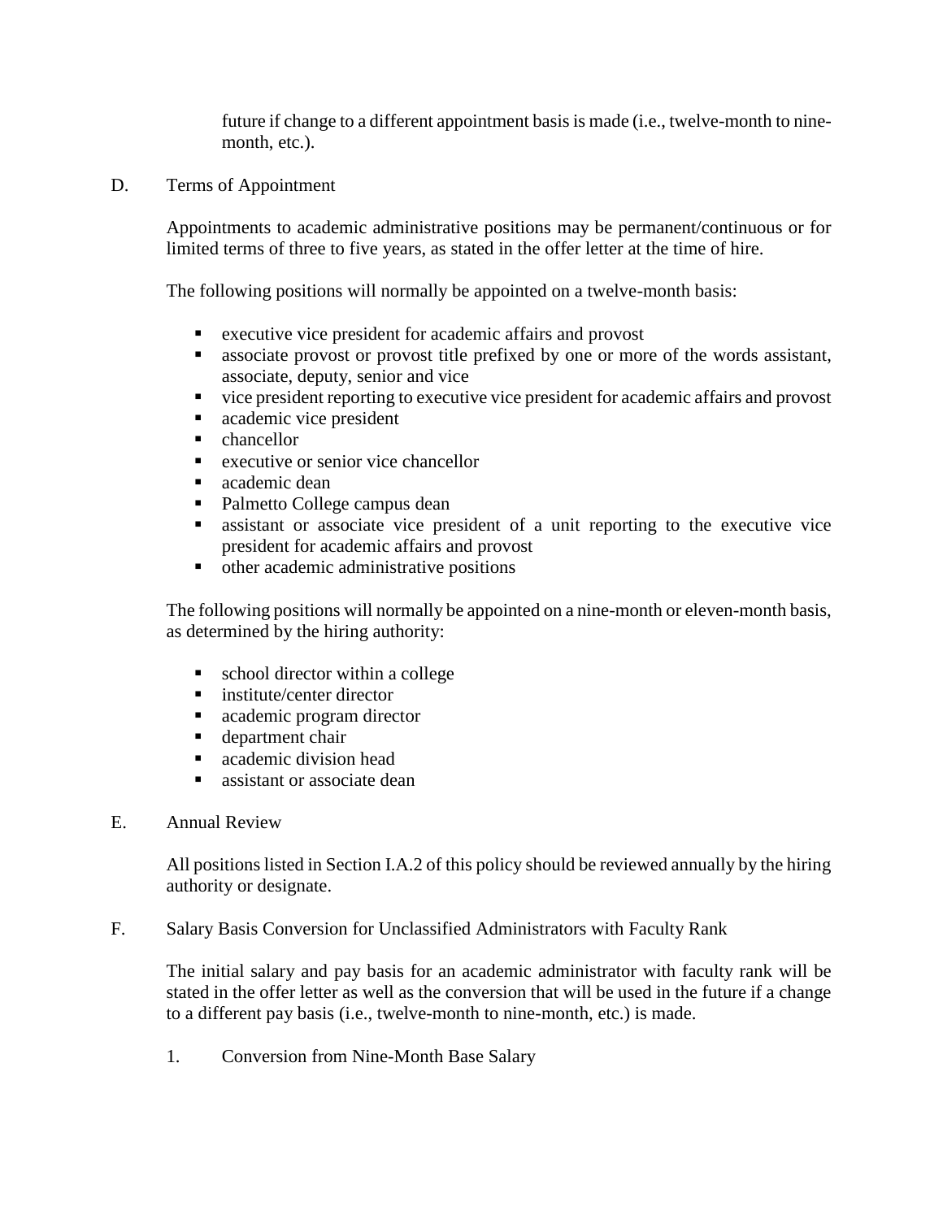future if change to a different appointment basis is made (i.e., twelve-month to nine-month, etc.).

D. Terms of Appointment

Appointments to academic administrative positions may be permanent/continuous or for limited terms of three to five years, as stated in the offer letter at the time of hire.

The following positions will normally be appointed on a twelve-month basis:

- executive vice president for academic affairs and provost
- associate provost or provost title prefixed by one or more of the words assistant, associate, deputy, senior and vice
- vice president reporting to executive vice president for academic affairs and provost
- academic vice president
- chancellor
- executive or senior vice chancellor
- academic dean
- Palmetto College campus dean
- assistant or associate vice president of a unit reporting to the executive vice president for academic affairs and provost
- other academic administrative positions

The following positions will normally be appointed on a nine-month or eleven-month basis, as determined by the hiring authority:

- school director within a college
- institute/center director
- academic program director
- department chair
- academic division head
- assistant or associate dean

E. Annual Review

All positions listed in Section I.A.2 of this policy should be reviewed annually by the hiring authority or designate.

F. Salary Basis Conversion for Unclassified Administrators with Faculty Rank

The initial salary and pay basis for an academic administrator with faculty rank will be stated in the offer letter as well as the conversion that will be used in the future if a change to a different pay basis (i.e., twelve-month to nine-month, etc.) is made.

1. Conversion from Nine-Month Base Salary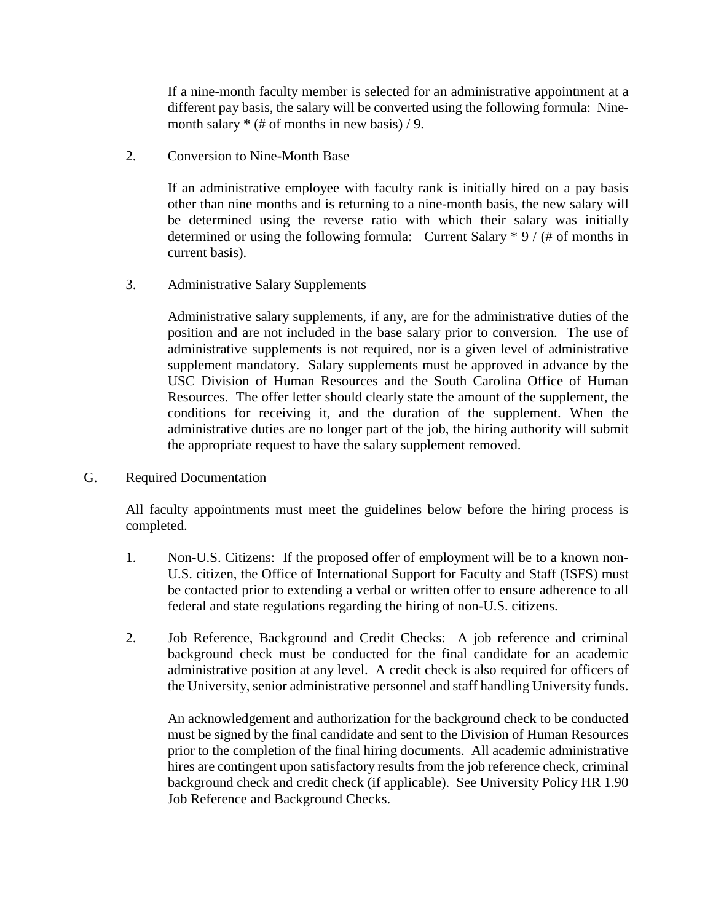If a nine-month faculty member is selected for an administrative appointment at a different pay basis, the salary will be converted using the following formula: Nine-month salary * (# of months in new basis) / 9.

2. Conversion to Nine-Month Base

   If an administrative employee with faculty rank is initially hired on a pay basis other than nine months and is returning to a nine-month basis, the new salary will be determined using the reverse ratio with which their salary was initially determined or using the following formula: Current Salary * 9 / (# of months in current basis).

3. Administrative Salary Supplements

   Administrative salary supplements, if any, are for the administrative duties of the position and are not included in the base salary prior to conversion. The use of administrative supplements is not required, nor is a given level of administrative supplement mandatory. Salary supplements must be approved in advance by the USC Division of Human Resources and the South Carolina Office of Human Resources. The offer letter should clearly state the amount of the supplement, the conditions for receiving it, and the duration of the supplement. When the administrative duties are no longer part of the job, the hiring authority will submit the appropriate request to have the salary supplement removed.

G. Required Documentation

All faculty appointments must meet the guidelines below before the hiring process is completed.

1. Non-U.S. Citizens: If the proposed offer of employment will be to a known non-U.S. citizen, the Office of International Support for Faculty and Staff (ISFS) must be contacted prior to extending a verbal or written offer to ensure adherence to all federal and state regulations regarding the hiring of non-U.S. citizens.

2. Job Reference, Background and Credit Checks: A job reference and criminal background check must be conducted for the final candidate for an academic administrative position at any level. A credit check is also required for officers of the University, senior administrative personnel and staff handling University funds.

   An acknowledgement and authorization for the background check to be conducted must be signed by the final candidate and sent to the Division of Human Resources prior to the completion of the final hiring documents. All academic administrative hires are contingent upon satisfactory results from the job reference check, criminal background check and credit check (if applicable). See University Policy HR 1.90 Job Reference and Background Checks.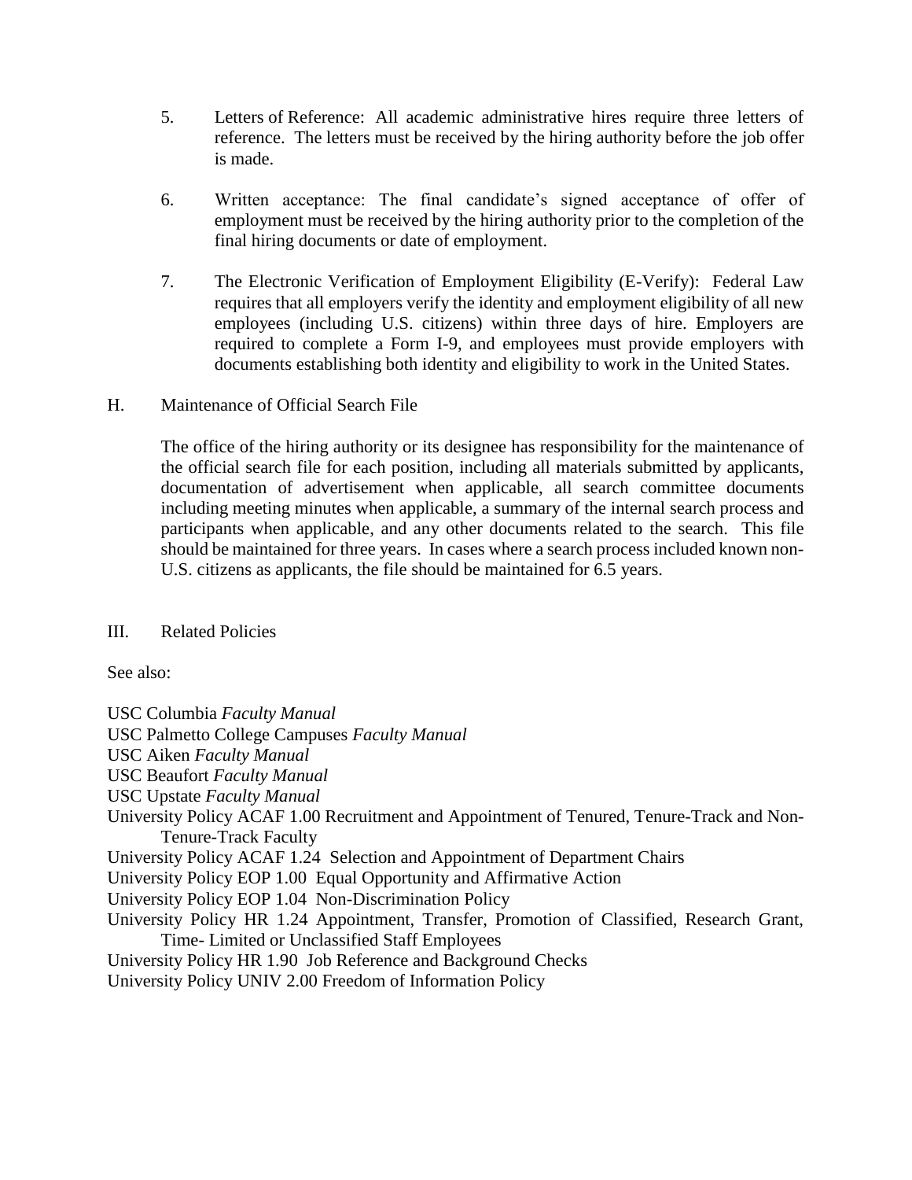5. Letters of Reference: All academic administrative hires require three letters of reference. The letters must be received by the hiring authority before the job offer is made.

6. Written acceptance: The final candidate's signed acceptance of offer of employment must be received by the hiring authority prior to the completion of the final hiring documents or date of employment.

7. The Electronic Verification of Employment Eligibility (E-Verify): Federal Law requires that all employers verify the identity and employment eligibility of all new employees (including U.S. citizens) within three days of hire. Employers are required to complete a Form I-9, and employees must provide employers with documents establishing both identity and eligibility to work in the United States.

H. Maintenance of Official Search File

The office of the hiring authority or its designee has responsibility for the maintenance of the official search file for each position, including all materials submitted by applicants, documentation of advertisement when applicable, all search committee documents including meeting minutes when applicable, a summary of the internal search process and participants when applicable, and any other documents related to the search. This file should be maintained for three years. In cases where a search process included known non-U.S. citizens as applicants, the file should be maintained for 6.5 years.

## III. Related Policies

See also:

USC Columbia *Faculty Manual*
USC Palmetto College Campuses *Faculty Manual*
USC Aiken *Faculty Manual*
USC Beaufort *Faculty Manual*
USC Upstate *Faculty Manual*
University Policy ACAF 1.00 Recruitment and Appointment of Tenured, Tenure-Track and Non-Tenure-Track Faculty
University Policy ACAF 1.24 Selection and Appointment of Department Chairs
University Policy EOP 1.00 Equal Opportunity and Affirmative Action
University Policy EOP 1.04 Non-Discrimination Policy
University Policy HR 1.24 Appointment, Transfer, Promotion of Classified, Research Grant, Time- Limited or Unclassified Staff Employees
University Policy HR 1.90 Job Reference and Background Checks
University Policy UNIV 2.00 Freedom of Information Policy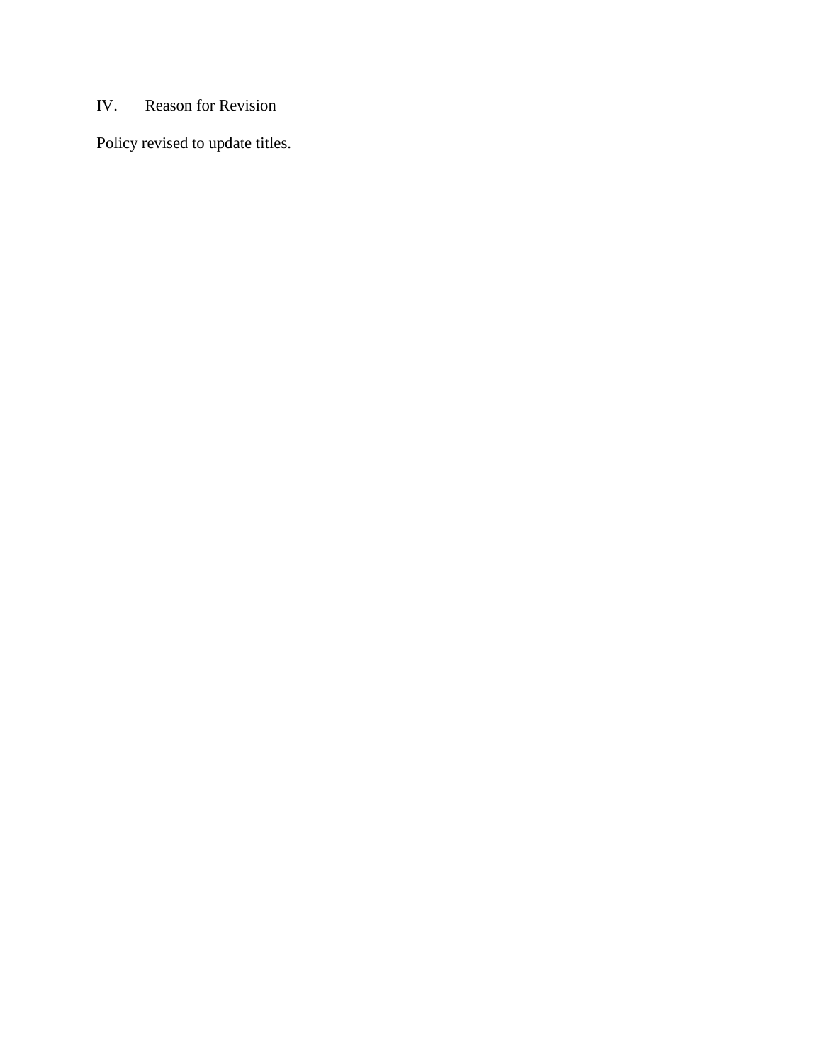## IV. Reason for Revision

Policy revised to update titles.